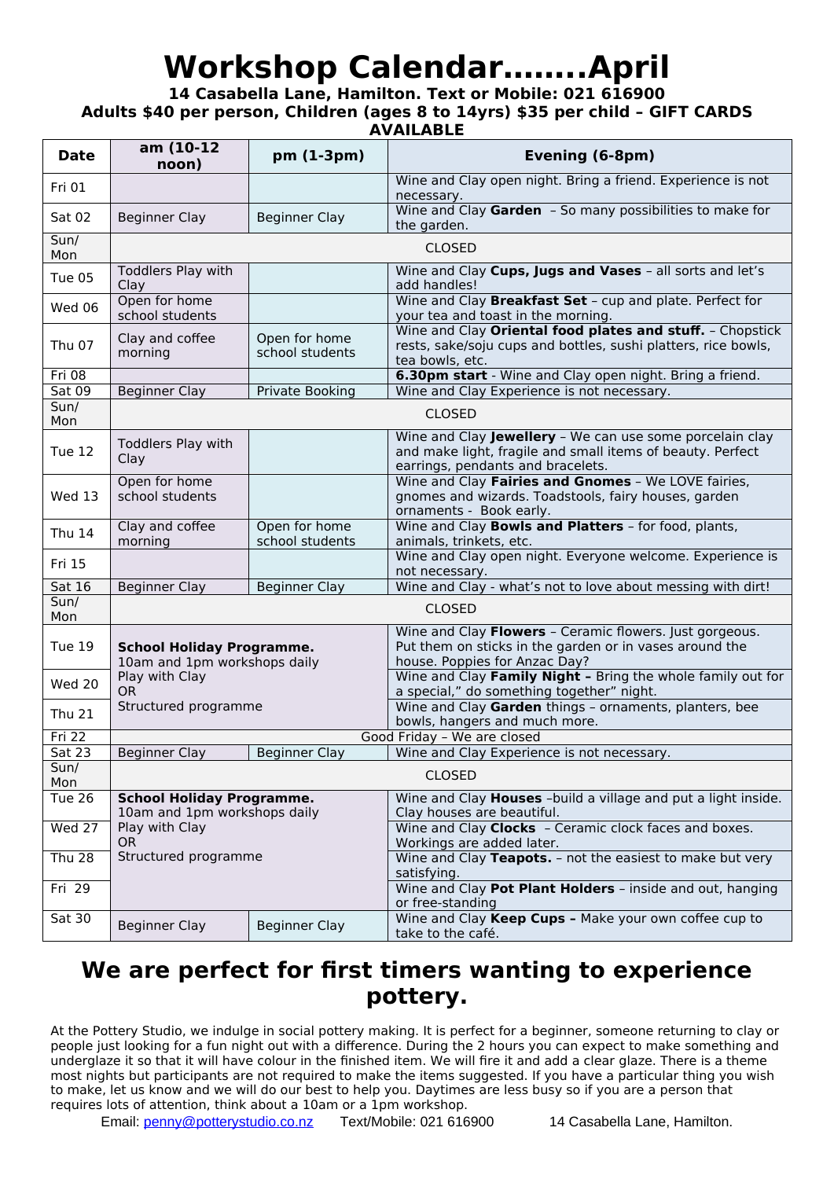# Workshop Calendar........April

**14 Casabella Lane, Hamilton. Text or Mobile: 021 616900**
**Adults $40 per person, Children (ages 8 to 14yrs) $35 per child – GIFT CARDS AVAILABLE**

| Date | am (10-12 noon) | pm (1-3pm) | Evening (6-8pm) |
|---|---|---|---|
| Fri 01 | | | Wine and Clay open night. Bring a friend. Experience is not necessary. |
| Sat 02 | Beginner Clay | Beginner Clay | Wine and Clay **Garden** – So many possibilities to make for the garden. |
| Sun/ Mon | CLOSED | | |
| Tue 05 | Toddlers Play with Clay | | Wine and Clay **Cups, Jugs and Vases** – all sorts and let's add handles! |
| Wed 06 | Open for home school students | | Wine and Clay **Breakfast Set** – cup and plate. Perfect for your tea and toast in the morning. |
| Thu 07 | Clay and coffee morning | Open for home school students | Wine and Clay **Oriental food plates and stuff.** – Chopstick rests, sake/soju cups and bottles, sushi platters, rice bowls, tea bowls, etc. |
| Fri 08 | | | **6.30pm start** - Wine and Clay open night. Bring a friend. |
| Sat 09 | Beginner Clay | Private Booking | Wine and Clay Experience is not necessary. |
| Sun/ Mon | CLOSED | | |
| Tue 12 | Toddlers Play with Clay | | Wine and Clay **Jewellery** – We can use some porcelain clay and make light, fragile and small items of beauty. Perfect earrings, pendants and bracelets. |
| Wed 13 | Open for home school students | | Wine and Clay **Fairies and Gnomes** – We LOVE fairies, gnomes and wizards. Toadstools, fairy houses, garden ornaments - Book early. |
| Thu 14 | Clay and coffee morning | Open for home school students | Wine and Clay **Bowls and Platters** – for food, plants, animals, trinkets, etc. |
| Fri 15 | | | Wine and Clay open night. Everyone welcome. Experience is not necessary. |
| Sat 16 | Beginner Clay | Beginner Clay | Wine and Clay - what's not to love about messing with dirt! |
| Sun/ Mon | CLOSED | | |
| Tue 19 | **School Holiday Programme.** 10am and 1pm workshops daily Play with Clay OR Structured programme | | Wine and Clay **Flowers** – Ceramic flowers. Just gorgeous. Put them on sticks in the garden or in vases around the house. Poppies for Anzac Day? |
| Wed 20 | | | Wine and Clay **Family Night –** Bring the whole family out for a special," do something together" night. |
| Thu 21 | | | Wine and Clay **Garden** things – ornaments, planters, bee bowls, hangers and much more. |
| Fri 22 | Good Friday – We are closed | | |
| Sat 23 | Beginner Clay | Beginner Clay | Wine and Clay Experience is not necessary. |
| Sun/ Mon | CLOSED | | |
| Tue 26 | **School Holiday Programme.** 10am and 1pm workshops daily Play with Clay OR Structured programme | | Wine and Clay **Houses** –build a village and put a light inside. Clay houses are beautiful. |
| Wed 27 | | | Wine and Clay **Clocks** – Ceramic clock faces and boxes. Workings are added later. |
| Thu 28 | | | Wine and Clay **Teapots.** – not the easiest to make but very satisfying. |
| Fri 29 | | | Wine and Clay **Pot Plant Holders** – inside and out, hanging or free-standing |
| Sat 30 | Beginner Clay | Beginner Clay | Wine and Clay **Keep Cups –** Make your own coffee cup to take to the café. |

## We are perfect for first timers wanting to experience pottery.

At the Pottery Studio, we indulge in social pottery making. It is perfect for a beginner, someone returning to clay or people just looking for a fun night out with a difference. During the 2 hours you can expect to make something and underglaze it so that it will have colour in the finished item. We will fire it and add a clear glaze. There is a theme most nights but participants are not required to make the items suggested. If you have a particular thing you wish to make, let us know and we will do our best to help you. Daytimes are less busy so if you are a person that requires lots of attention, think about a 10am or a 1pm workshop.

Email: penny@potterystudio.co.nz Text/Mobile: 021 616900 14 Casabella Lane, Hamilton.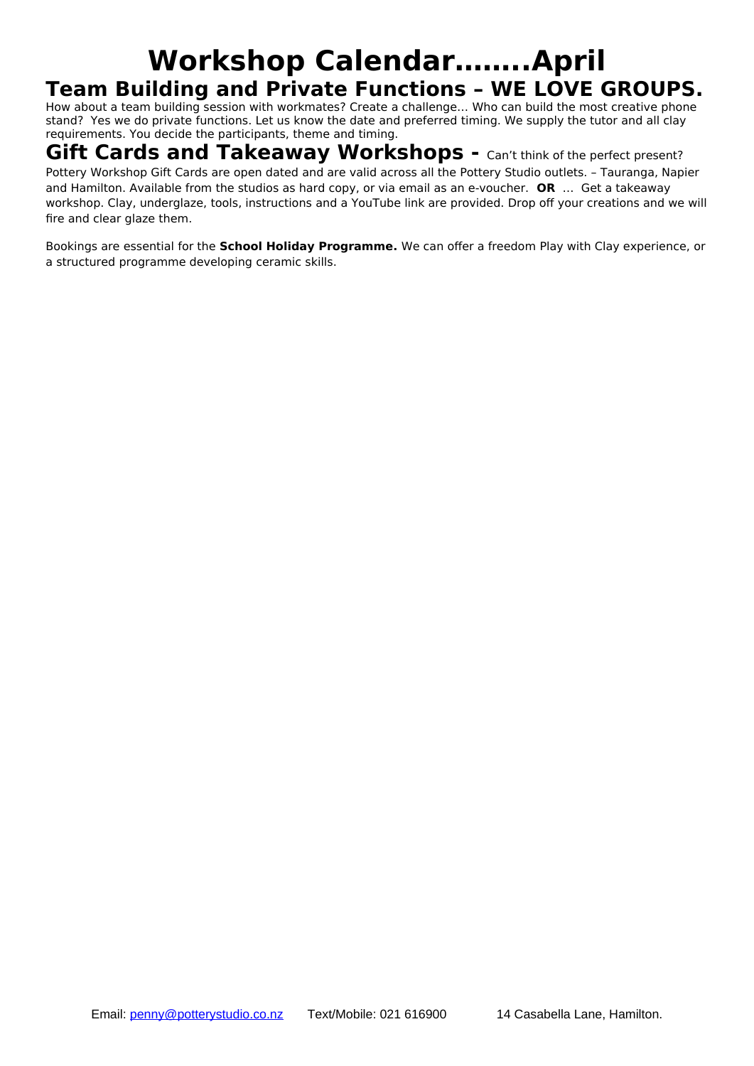# Workshop Calendar……..April

## Team Building and Private Functions – WE LOVE GROUPS.

How about a team building session with workmates? Create a challenge… Who can build the most creative phone stand? Yes we do private functions. Let us know the date and preferred timing. We supply the tutor and all clay requirements. You decide the participants, theme and timing.

## Gift Cards and Takeaway Workshops - Can't think of the perfect present?

Pottery Workshop Gift Cards are open dated and are valid across all the Pottery Studio outlets. – Tauranga, Napier and Hamilton. Available from the studios as hard copy, or via email as an e-voucher. **OR** … Get a takeaway workshop. Clay, underglaze, tools, instructions and a YouTube link are provided. Drop off your creations and we will fire and clear glaze them.

Bookings are essential for the **School Holiday Programme.** We can offer a freedom Play with Clay experience, or a structured programme developing ceramic skills.

Email: penny@potterystudio.co.nz Text/Mobile: 021 616900 14 Casabella Lane, Hamilton.